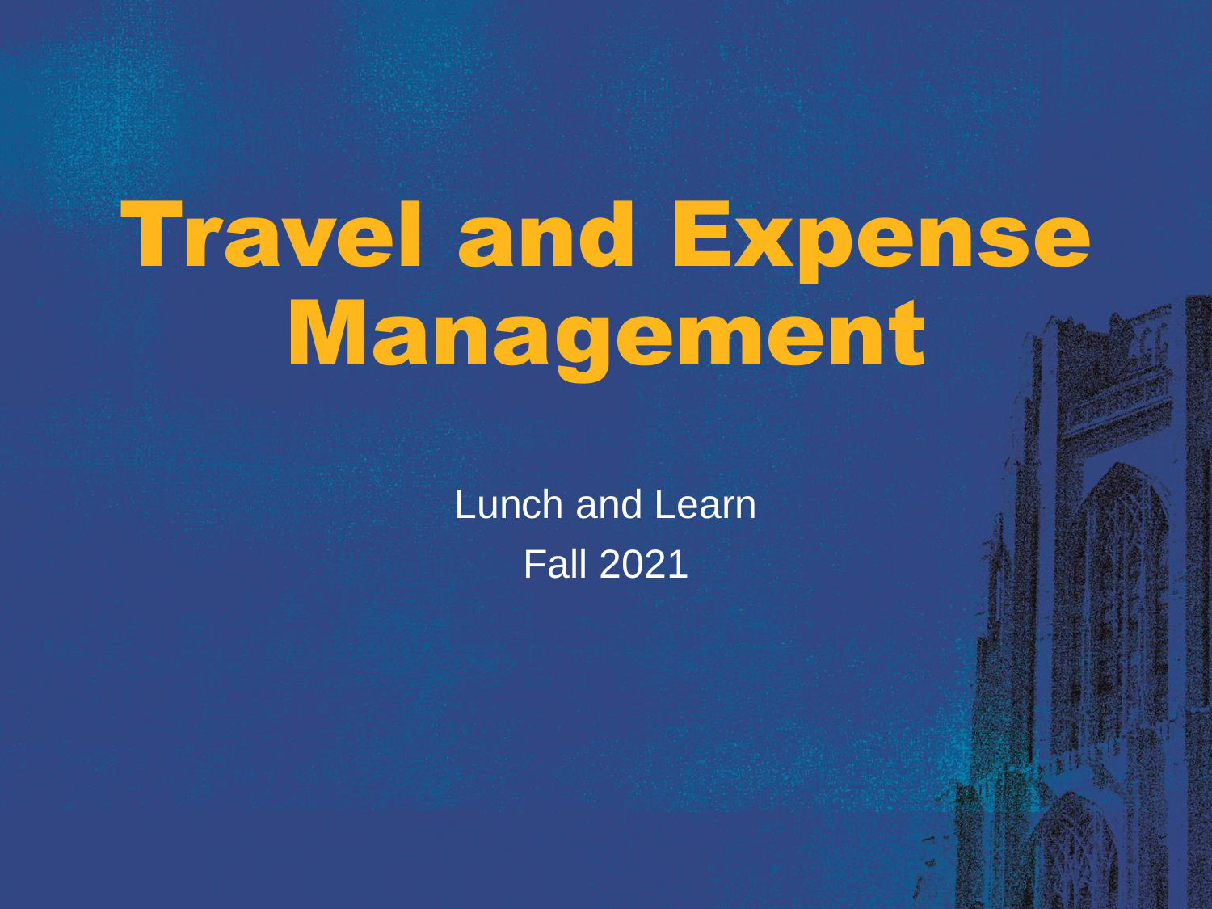# Travel and Expense Management

Lunch and Learn

Fall 2021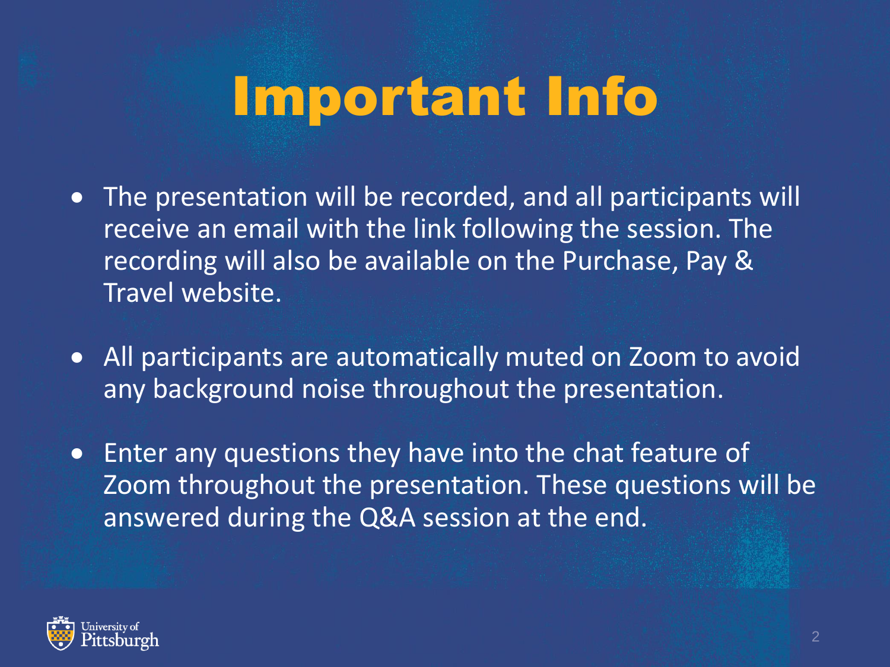# Important Info

- The presentation will be recorded, and all participants will receive an email with the link following the session. The recording will also be available on the Purchase, Pay & Travel website.

- All participants are automatically muted on Zoom to avoid any background noise throughout the presentation.

- Enter any questions they have into the chat feature of Zoom throughout the presentation. These questions will be answered during the Q&A session at the end.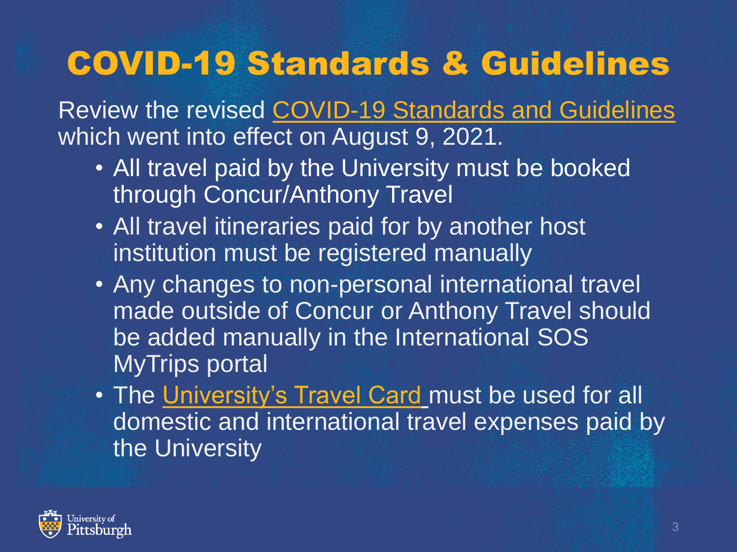# COVID-19 Standards & Guidelines

Review the revised COVID-19 Standards and Guidelines which went into effect on August 9, 2021.

- All travel paid by the University must be booked through Concur/Anthony Travel
- All travel itineraries paid for by another host institution must be registered manually
- Any changes to non-personal international travel made outside of Concur or Anthony Travel should be added manually in the International SOS MyTrips portal
- The University's Travel Card must be used for all domestic and international travel expenses paid by the University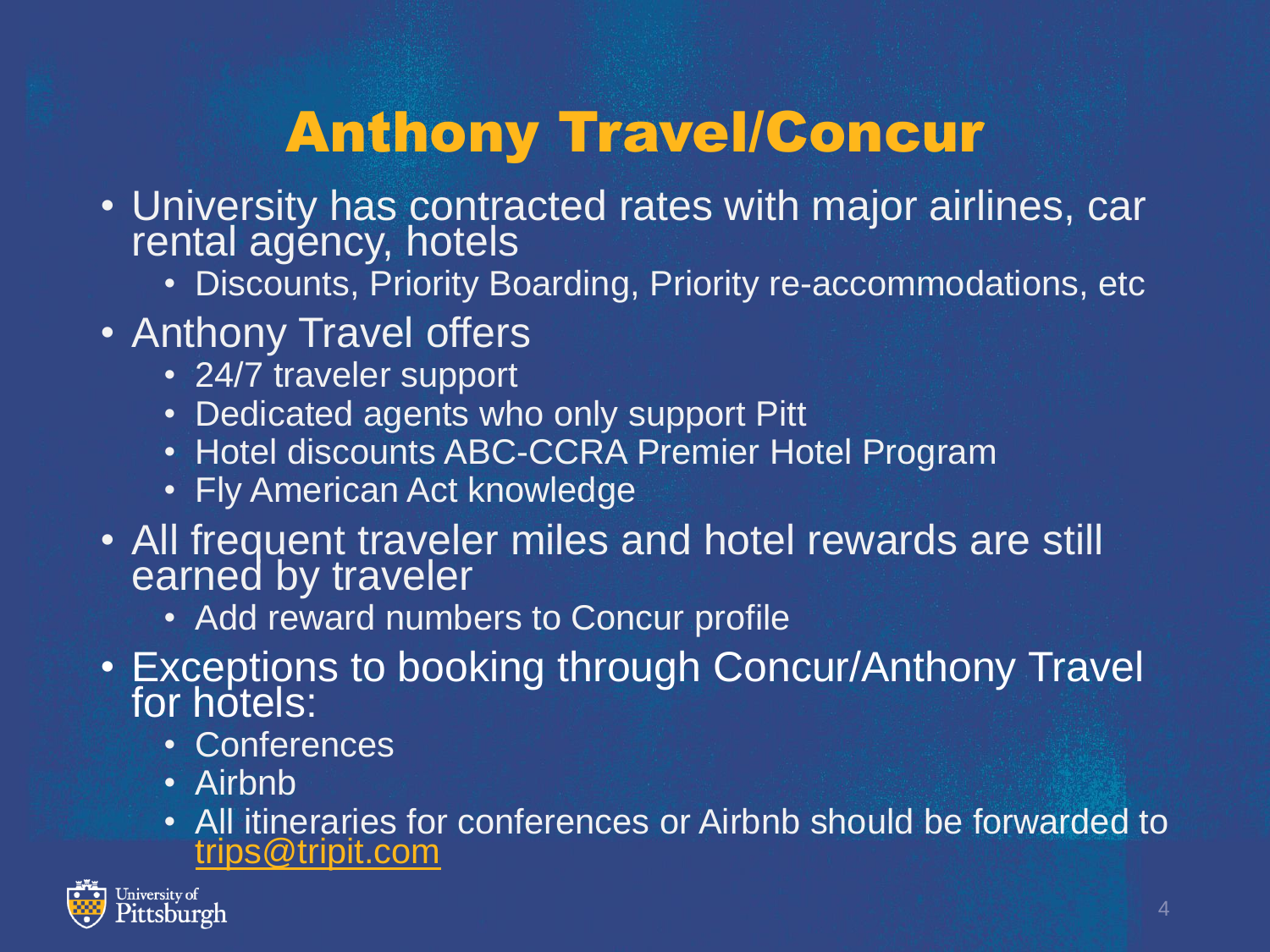# Anthony Travel/Concur

- University has contracted rates with major airlines, car rental agency, hotels
  - Discounts, Priority Boarding, Priority re-accommodations, etc
- Anthony Travel offers
  - 24/7 traveler support
  - Dedicated agents who only support Pitt
  - Hotel discounts ABC-CCRA Premier Hotel Program
  - Fly American Act knowledge
- All frequent traveler miles and hotel rewards are still earned by traveler
  - Add reward numbers to Concur profile
- Exceptions to booking through Concur/Anthony Travel for hotels:
  - Conferences
  - Airbnb
  - All itineraries for conferences or Airbnb should be forwarded to trips@tripit.com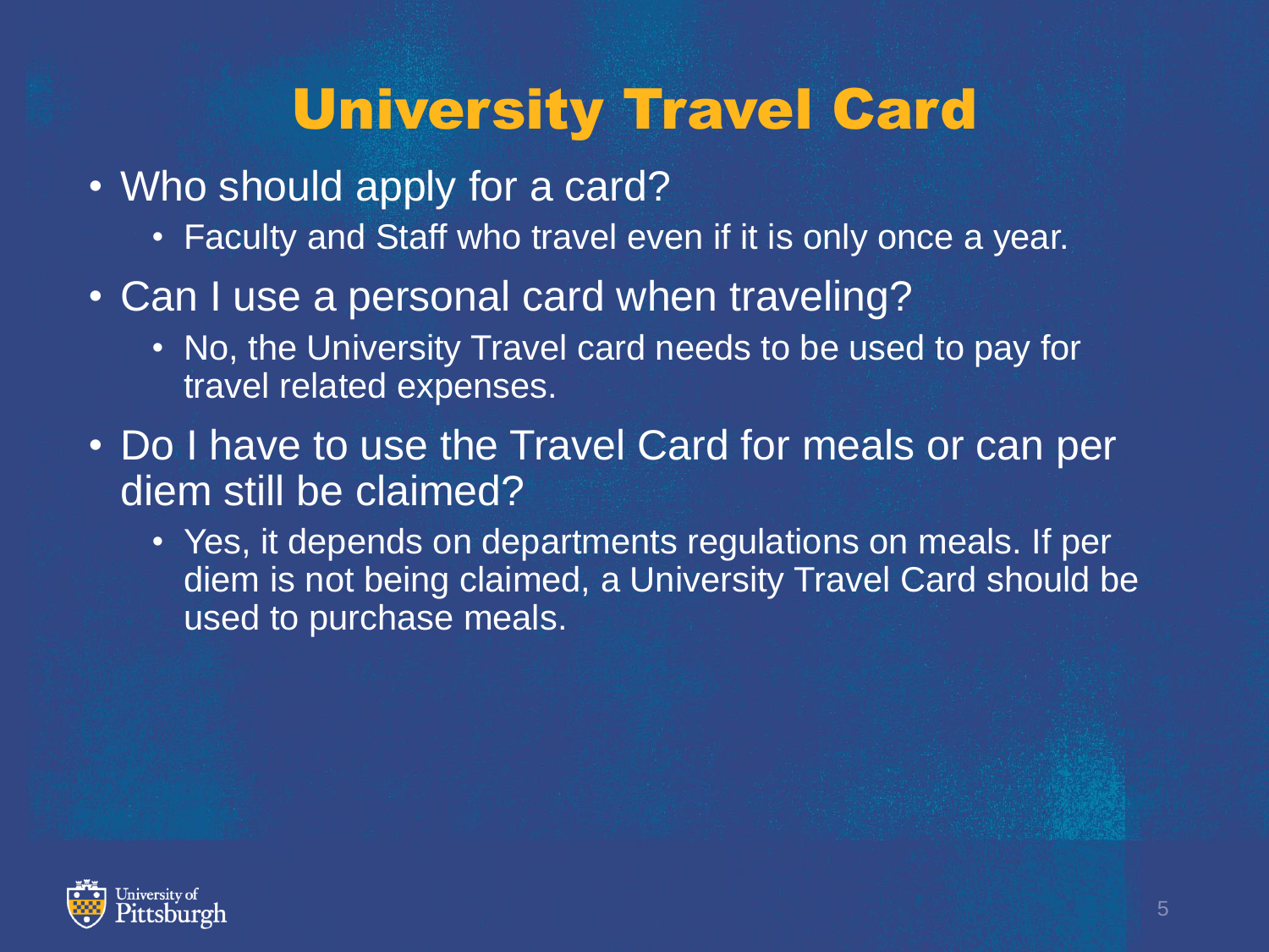# University Travel Card

- Who should apply for a card?
  - Faculty and Staff who travel even if it is only once a year.
- Can I use a personal card when traveling?
  - No, the University Travel card needs to be used to pay for travel related expenses.
- Do I have to use the Travel Card for meals or can per diem still be claimed?
  - Yes, it depends on departments regulations on meals. If per diem is not being claimed, a University Travel Card should be used to purchase meals.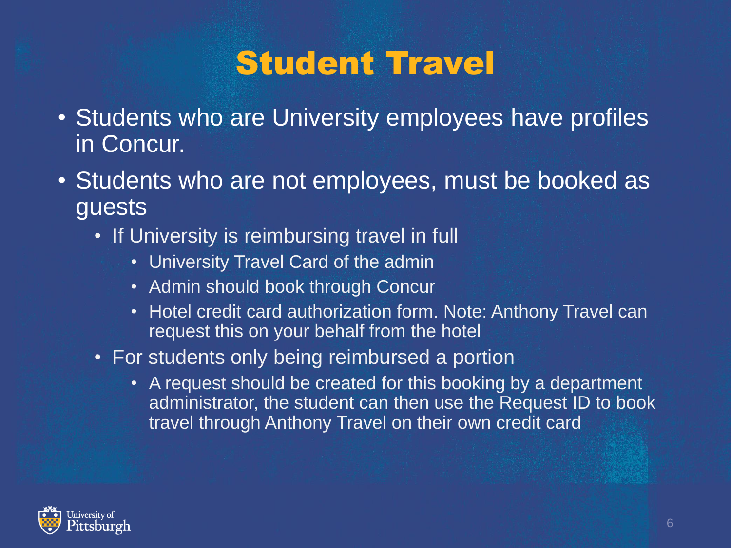# Student Travel

- Students who are University employees have profiles in Concur.
- Students who are not employees, must be booked as guests
  - If University is reimbursing travel in full
    - University Travel Card of the admin
    - Admin should book through Concur
    - Hotel credit card authorization form. Note: Anthony Travel can request this on your behalf from the hotel
  - For students only being reimbursed a portion
    - A request should be created for this booking by a department administrator, the student can then use the Request ID to book travel through Anthony Travel on their own credit card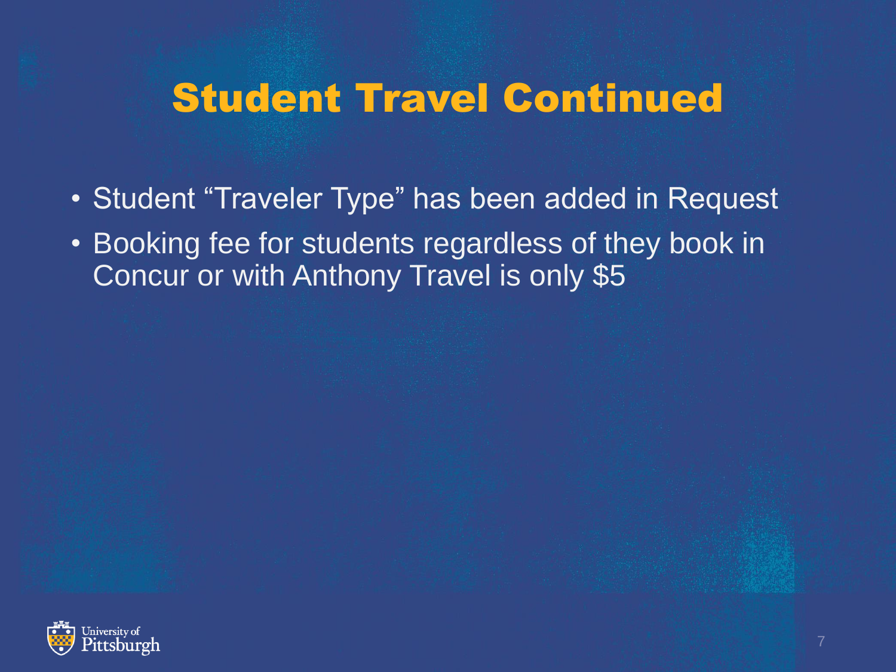# Student Travel Continued

- Student “Traveler Type” has been added in Request
- Booking fee for students regardless of they book in Concur or with Anthony Travel is only $5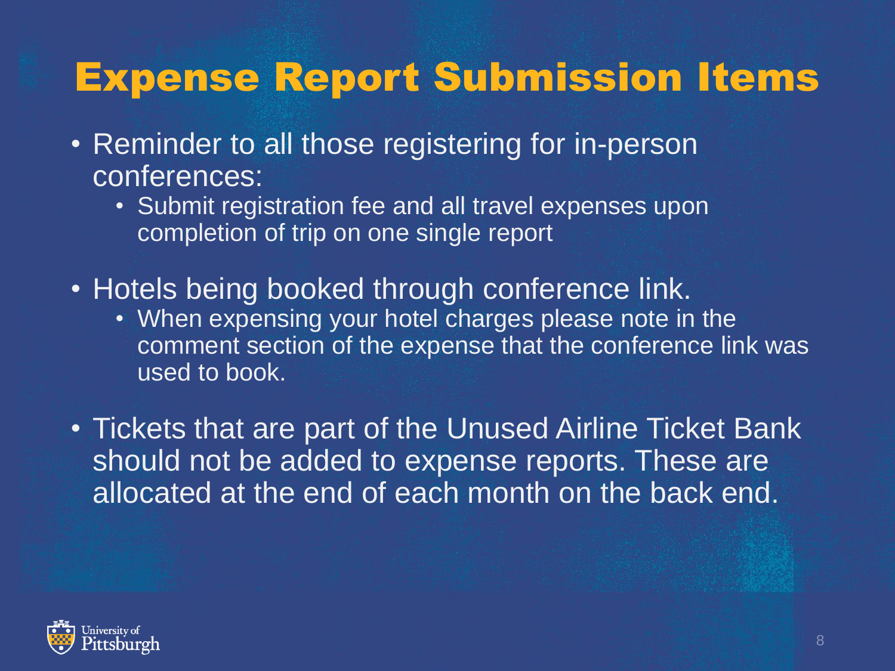# Expense Report Submission Items

- Reminder to all those registering for in-person conferences:
  - Submit registration fee and all travel expenses upon completion of trip on one single report
- Hotels being booked through conference link.
  - When expensing your hotel charges please note in the comment section of the expense that the conference link was used to book.
- Tickets that are part of the Unused Airline Ticket Bank should not be added to expense reports. These are allocated at the end of each month on the back end.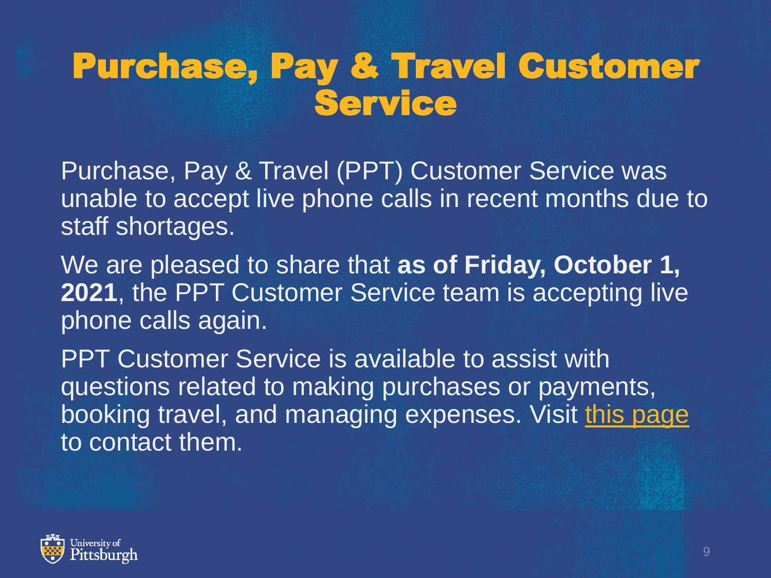# Purchase, Pay & Travel Customer Service

Purchase, Pay & Travel (PPT) Customer Service was unable to accept live phone calls in recent months due to staff shortages.

We are pleased to share that **as of Friday, October 1, 2021**, the PPT Customer Service team is accepting live phone calls again.

PPT Customer Service is available to assist with questions related to making purchases or payments, booking travel, and managing expenses. Visit this page to contact them.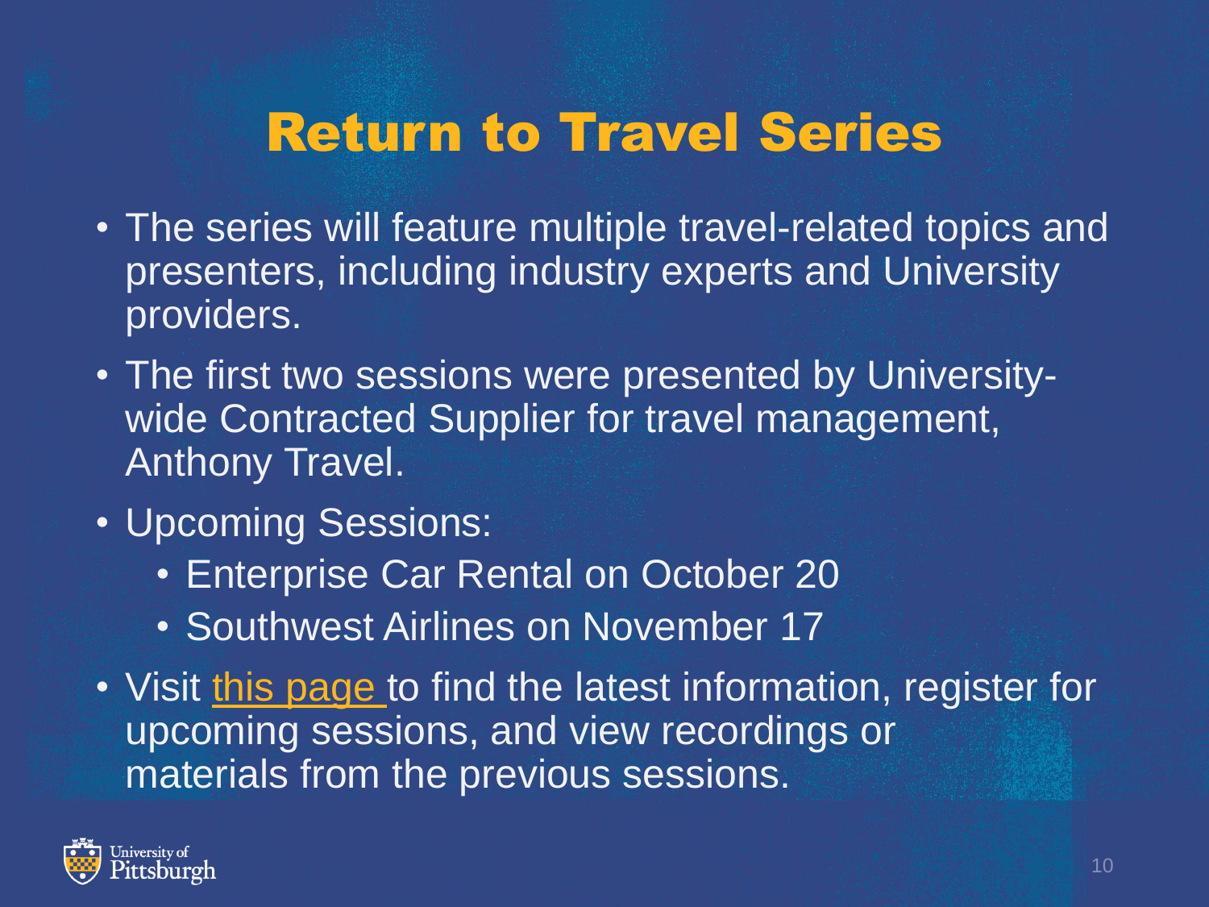# Return to Travel Series

- The series will feature multiple travel-related topics and presenters, including industry experts and University providers.
- The first two sessions were presented by University-wide Contracted Supplier for travel management, Anthony Travel.
- Upcoming Sessions:
  - Enterprise Car Rental on October 20
  - Southwest Airlines on November 17
- Visit this page to find the latest information, register for upcoming sessions, and view recordings or materials from the previous sessions.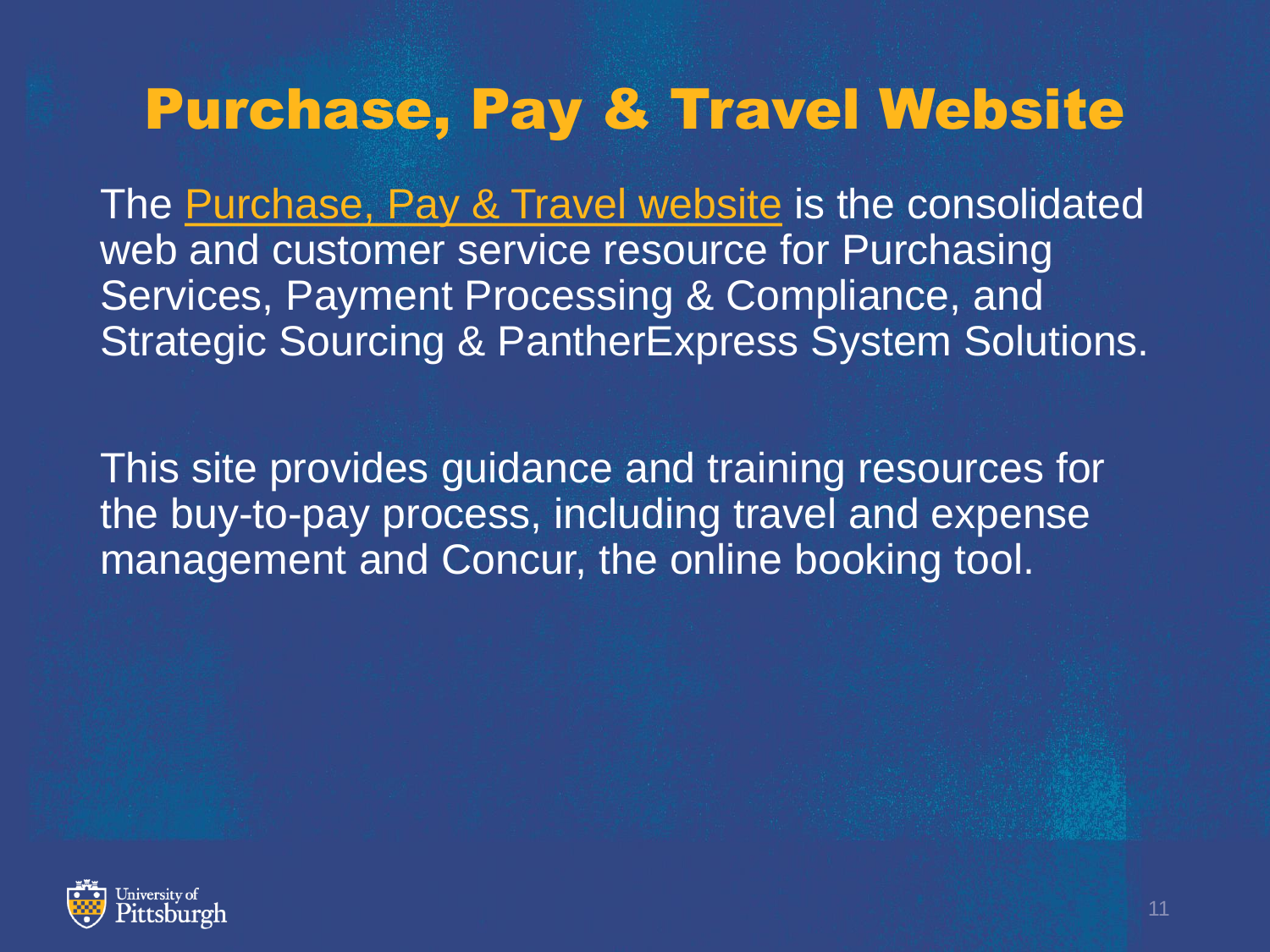# Purchase, Pay & Travel Website

The Purchase, Pay & Travel website is the consolidated web and customer service resource for Purchasing Services, Payment Processing & Compliance, and Strategic Sourcing & PantherExpress System Solutions.

This site provides guidance and training resources for the buy-to-pay process, including travel and expense management and Concur, the online booking tool.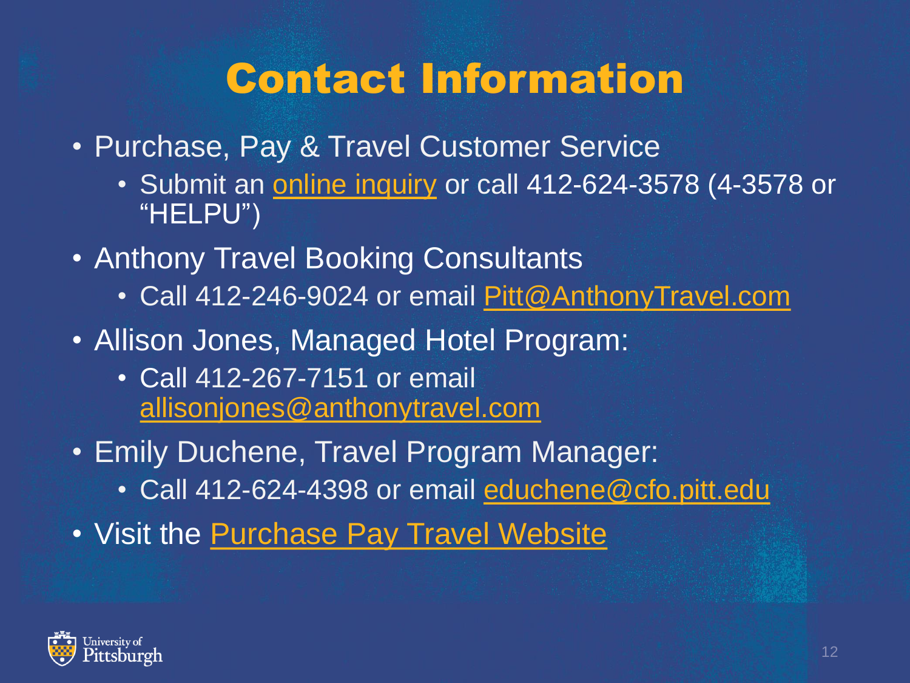# Contact Information

- Purchase, Pay & Travel Customer Service
  - Submit an online inquiry or call 412-624-3578 (4-3578 or "HELPU")
- Anthony Travel Booking Consultants
  - Call 412-246-9024 or email Pitt@AnthonyTravel.com
- Allison Jones, Managed Hotel Program:
  - Call 412-267-7151 or email allisonjones@anthonytravel.com
- Emily Duchene, Travel Program Manager:
  - Call 412-624-4398 or email educhene@cfo.pitt.edu
- Visit the Purchase Pay Travel Website

University of Pittsburgh